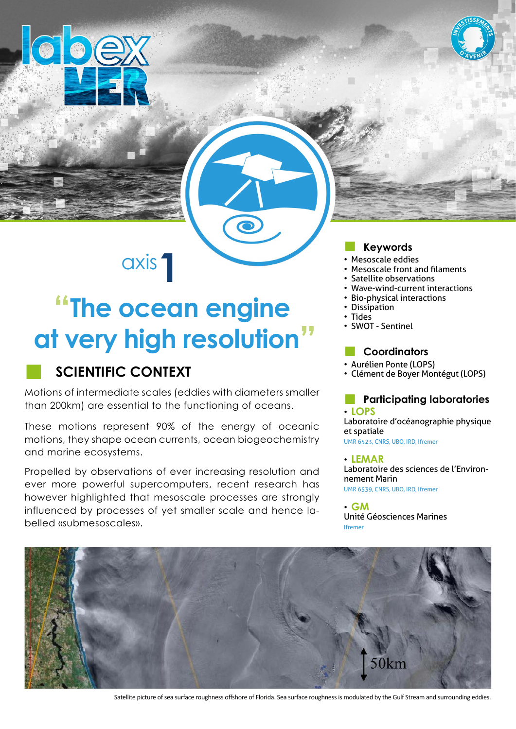# axis 1

# "The ocean engine at very high resolution"

## SCIENTIFIC CONTEXT

Motions of intermediate scales (eddies with diameters smaller than 200km) are essential to the functioning of oceans.

These motions represent 90% of the energy of oceanic motions, they shape ocean currents, ocean biogeochemistry and marine ecosystems.

Propelled by observations of ever increasing resolution and ever more powerful supercomputers, recent research has however highlighted that mesoscale processes are strongly influenced by processes of yet smaller scale and hence labelled «submesoscales».

### Keywords

- Mesoscale eddies
- Mesoscale front and filaments
- Satellite observations
- Wave-wind-current interactions
- Bio-physical interactions
- Dissipation
- Tides
- SWOT - Sentinel

### Coordinators

- Aurélien Ponte (LOPS)
- Clément de Boyer Montégut (LOPS)

### Participating laboratories

- **LOPS**
  Laboratoire d'océanographie physique et spatiale
  UMR 6523, CNRS, UBO, IRD, Ifremer
- **LEMAR**
  Laboratoire des sciences de l'Environnement Marin
  UMR 6539, CNRS, UBO, IRD, Ifremer
- **GM**
  Unité Géosciences Marines
  Ifremer

50km

Satellite picture of sea surface roughness offshore of Florida. Sea surface roughness is modulated by the Gulf Stream and surrounding eddies.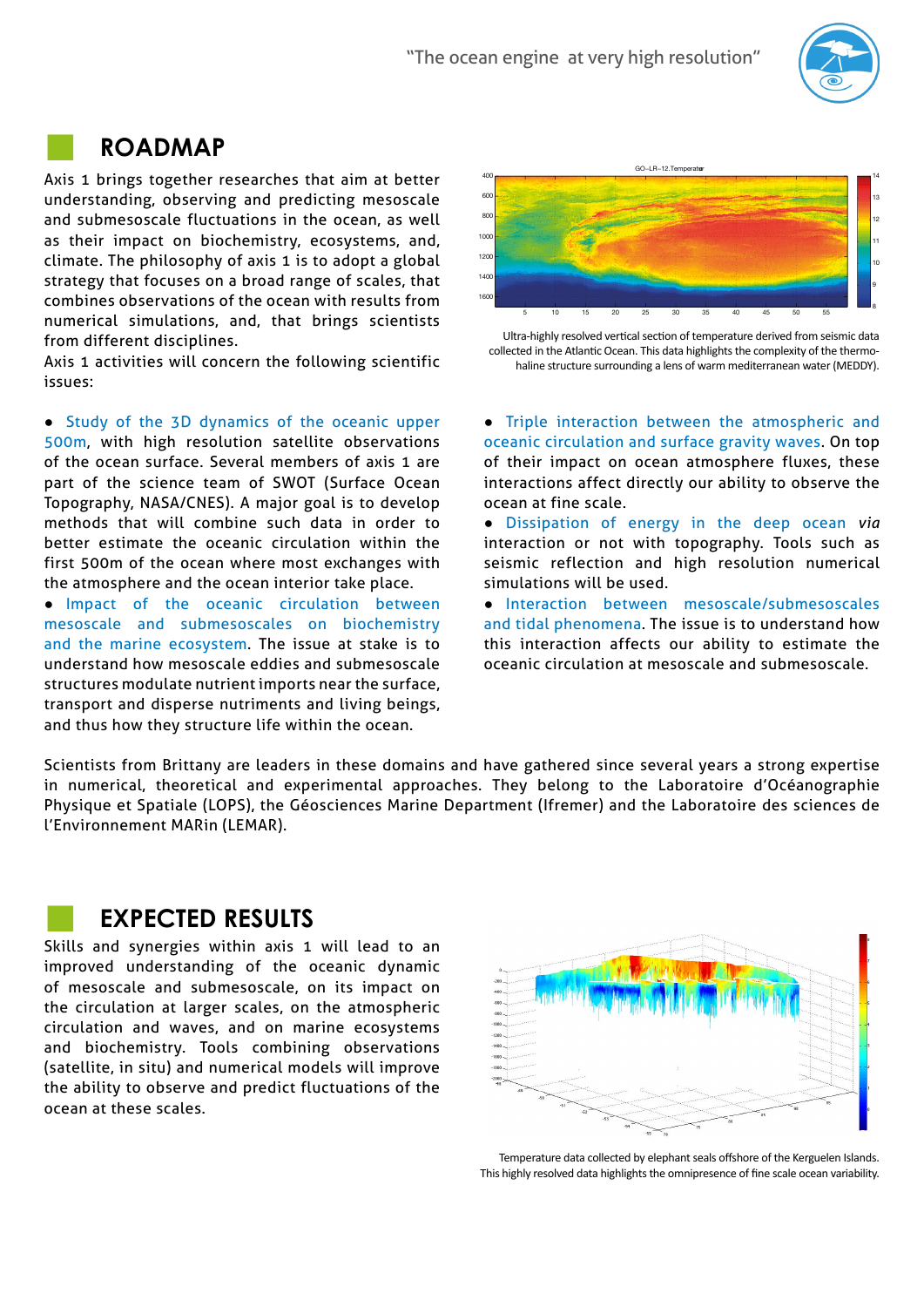## ROADMAP

Axis 1 brings together researches that aim at better understanding, observing and predicting mesoscale and submesoscale fluctuations in the ocean, as well as their impact on biochemistry, ecosystems, and, climate. The philosophy of axis 1 is to adopt a global strategy that focuses on a broad range of scales, that combines observations of the ocean with results from numerical simulations, and, that brings scientists from different disciplines.

Axis 1 activities will concern the following scientific issues:

GO–LR–12.Temperature

400
600
800
1000
1200
1400
1600

5 10 15 20 25 30 35 40 45 50 55

14
13
12
11
10
9
8

Ultra-highly resolved vertical section of temperature derived from seismic data collected in the Atlantic Ocean. This data highlights the complexity of the thermo-haline structure surrounding a lens of warm mediterranean water (MEDDY).

- Study of the 3D dynamics of the oceanic upper 500m, with high resolution satellite observations of the ocean surface. Several members of axis 1 are part of the science team of SWOT (Surface Ocean Topography, NASA/CNES). A major goal is to develop methods that will combine such data in order to better estimate the oceanic circulation within the first 500m of the ocean where most exchanges with the atmosphere and the ocean interior take place.
- Impact of the oceanic circulation between mesoscale and submesoscales on biochemistry and the marine ecosystem. The issue at stake is to understand how mesoscale eddies and submesoscale structures modulate nutrient imports near the surface, transport and disperse nutriments and living beings, and thus how they structure life within the ocean.
- Triple interaction between the atmospheric and oceanic circulation and surface gravity waves. On top of their impact on ocean atmosphere fluxes, these interactions affect directly our ability to observe the ocean at fine scale.
- Dissipation of energy in the deep ocean *via* interaction or not with topography. Tools such as seismic reflection and high resolution numerical simulations will be used.
- Interaction between mesoscale/submesoscales and tidal phenomena. The issue is to understand how this interaction affects our ability to estimate the oceanic circulation at mesoscale and submesoscale.

Scientists from Brittany are leaders in these domains and have gathered since several years a strong expertise in numerical, theoretical and experimental approaches. They belong to the Laboratoire d'Océanographie Physique et Spatiale (LOPS), the Géosciences Marine Department (Ifremer) and the Laboratoire des sciences de l'Environnement MARin (LEMAR).

## EXPECTED RESULTS

Skills and synergies within axis 1 will lead to an improved understanding of the oceanic dynamic of mesoscale and submesoscale, on its impact on the circulation at larger scales, on the atmospheric circulation and waves, and on marine ecosystems and biochemistry. Tools combining observations (satellite, in situ) and numerical models will improve the ability to observe and predict fluctuations of the ocean at these scales.

Temperature data collected by elephant seals offshore of the Kerguelen Islands. This highly resolved data highlights the omnipresence of fine scale ocean variability.